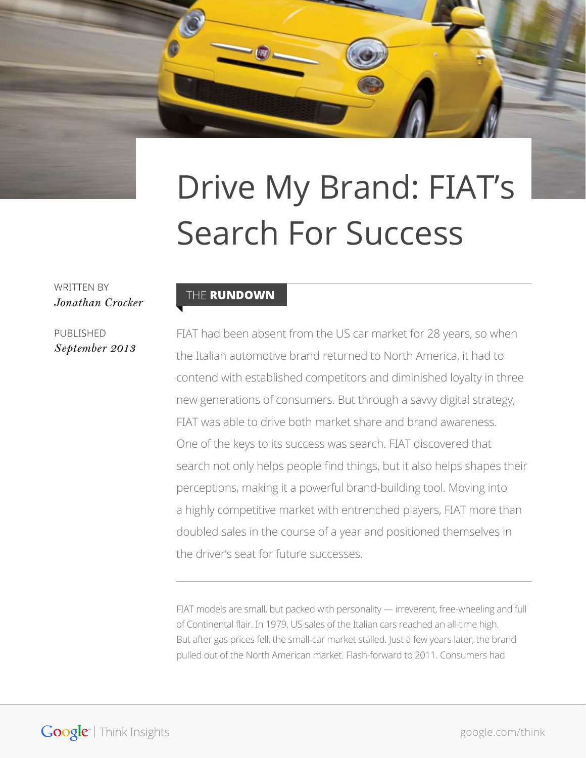# Drive My Brand: FIAT's Search For Success

WRITTEN BY
*Jonathan Crocker*

PUBLISHED
*September 2013*

## THE **RUNDOWN**

FIAT had been absent from the US car market for 28 years, so when the Italian automotive brand returned to North America, it had to contend with established competitors and diminished loyalty in three new generations of consumers. But through a savvy digital strategy, FIAT was able to drive both market share and brand awareness. One of the keys to its success was search. FIAT discovered that search not only helps people find things, but it also helps shapes their perceptions, making it a powerful brand-building tool. Moving into a highly competitive market with entrenched players, FIAT more than doubled sales in the course of a year and positioned themselves in the driver's seat for future successes.

---

FIAT models are small, but packed with personality — irreverent, free-wheeling and full of Continental flair. In 1979, US sales of the Italian cars reached an all-time high. But after gas prices fell, the small-car market stalled. Just a few years later, the brand pulled out of the North American market. Flash-forward to 2011. Consumers had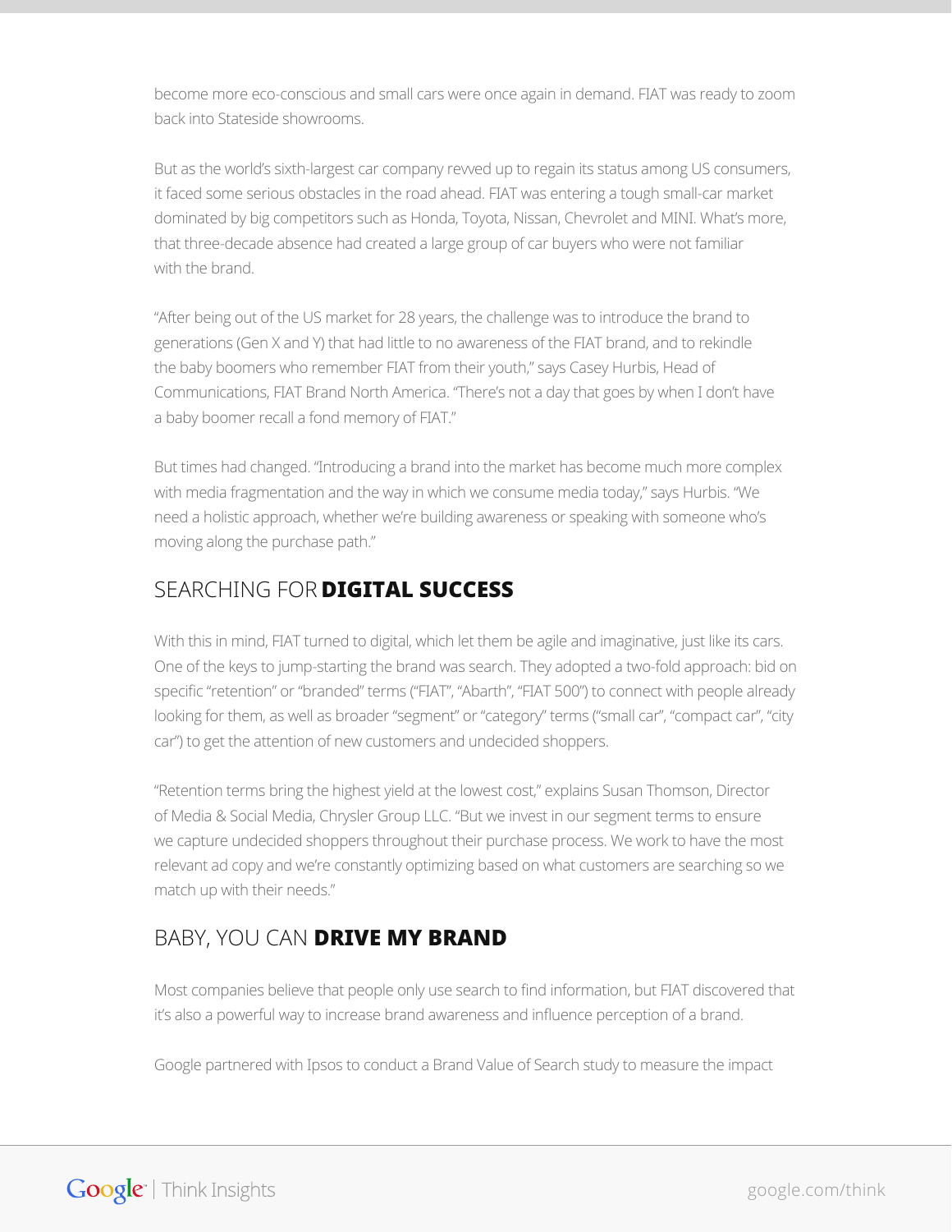become more eco-conscious and small cars were once again in demand. FIAT was ready to zoom back into Stateside showrooms.

But as the world's sixth-largest car company revved up to regain its status among US consumers, it faced some serious obstacles in the road ahead. FIAT was entering a tough small-car market dominated by big competitors such as Honda, Toyota, Nissan, Chevrolet and MINI. What's more, that three-decade absence had created a large group of car buyers who were not familiar with the brand.

"After being out of the US market for 28 years, the challenge was to introduce the brand to generations (Gen X and Y) that had little to no awareness of the FIAT brand, and to rekindle the baby boomers who remember FIAT from their youth," says Casey Hurbis, Head of Communications, FIAT Brand North America. "There's not a day that goes by when I don't have a baby boomer recall a fond memory of FIAT."

But times had changed. "Introducing a brand into the market has become much more complex with media fragmentation and the way in which we consume media today," says Hurbis. "We need a holistic approach, whether we're building awareness or speaking with someone who's moving along the purchase path."

## SEARCHING FOR **DIGITAL SUCCESS**

With this in mind, FIAT turned to digital, which let them be agile and imaginative, just like its cars. One of the keys to jump-starting the brand was search. They adopted a two-fold approach: bid on specific "retention" or "branded" terms ("FIAT", "Abarth", "FIAT 500") to connect with people already looking for them, as well as broader "segment" or "category" terms ("small car", "compact car", "city car") to get the attention of new customers and undecided shoppers.

"Retention terms bring the highest yield at the lowest cost," explains Susan Thomson, Director of Media & Social Media, Chrysler Group LLC. "But we invest in our segment terms to ensure we capture undecided shoppers throughout their purchase process. We work to have the most relevant ad copy and we're constantly optimizing based on what customers are searching so we match up with their needs."

## BABY, YOU CAN **DRIVE MY BRAND**

Most companies believe that people only use search to find information, but FIAT discovered that it's also a powerful way to increase brand awareness and influence perception of a brand.

Google partnered with Ipsos to conduct a Brand Value of Search study to measure the impact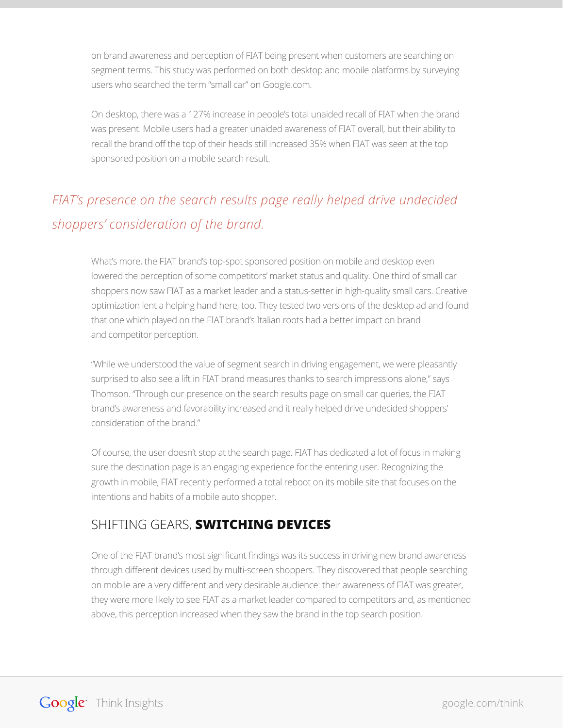on brand awareness and perception of FIAT being present when customers are searching on segment terms. This study was performed on both desktop and mobile platforms by surveying users who searched the term "small car" on Google.com.

On desktop, there was a 127% increase in people's total unaided recall of FIAT when the brand was present. Mobile users had a greater unaided awareness of FIAT overall, but their ability to recall the brand off the top of their heads still increased 35% when FIAT was seen at the top sponsored position on a mobile search result.

*FIAT's presence on the search results page really helped drive undecided shoppers' consideration of the brand.*

What's more, the FIAT brand's top-spot sponsored position on mobile and desktop even lowered the perception of some competitors' market status and quality. One third of small car shoppers now saw FIAT as a market leader and a status-setter in high-quality small cars. Creative optimization lent a helping hand here, too. They tested two versions of the desktop ad and found that one which played on the FIAT brand's Italian roots had a better impact on brand and competitor perception.

"While we understood the value of segment search in driving engagement, we were pleasantly surprised to also see a lift in FIAT brand measures thanks to search impressions alone," says Thomson. "Through our presence on the search results page on small car queries, the FIAT brand's awareness and favorability increased and it really helped drive undecided shoppers' consideration of the brand."

Of course, the user doesn't stop at the search page. FIAT has dedicated a lot of focus in making sure the destination page is an engaging experience for the entering user. Recognizing the growth in mobile, FIAT recently performed a total reboot on its mobile site that focuses on the intentions and habits of a mobile auto shopper.

## SHIFTING GEARS, **SWITCHING DEVICES**

One of the FIAT brand's most significant findings was its success in driving new brand awareness through different devices used by multi-screen shoppers. They discovered that people searching on mobile are a very different and very desirable audience: their awareness of FIAT was greater, they were more likely to see FIAT as a market leader compared to competitors and, as mentioned above, this perception increased when they saw the brand in the top search position.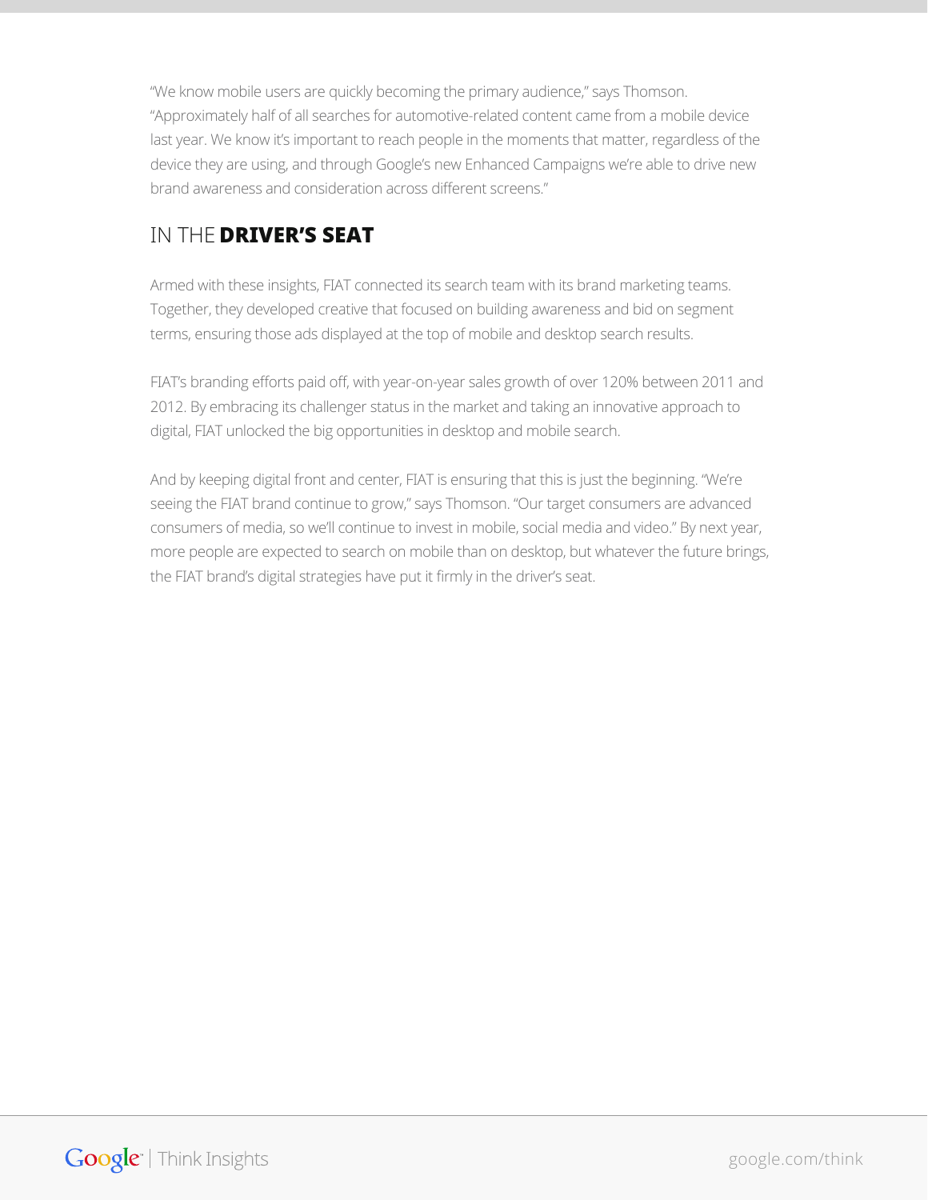"We know mobile users are quickly becoming the primary audience," says Thomson. "Approximately half of all searches for automotive-related content came from a mobile device last year. We know it's important to reach people in the moments that matter, regardless of the device they are using, and through Google's new Enhanced Campaigns we're able to drive new brand awareness and consideration across different screens."

## IN THE **DRIVER'S SEAT**

Armed with these insights, FIAT connected its search team with its brand marketing teams. Together, they developed creative that focused on building awareness and bid on segment terms, ensuring those ads displayed at the top of mobile and desktop search results.

FIAT's branding efforts paid off, with year-on-year sales growth of over 120% between 2011 and 2012. By embracing its challenger status in the market and taking an innovative approach to digital, FIAT unlocked the big opportunities in desktop and mobile search.

And by keeping digital front and center, FIAT is ensuring that this is just the beginning. "We're seeing the FIAT brand continue to grow," says Thomson. "Our target consumers are advanced consumers of media, so we'll continue to invest in mobile, social media and video." By next year, more people are expected to search on mobile than on desktop, but whatever the future brings, the FIAT brand's digital strategies have put it firmly in the driver's seat.